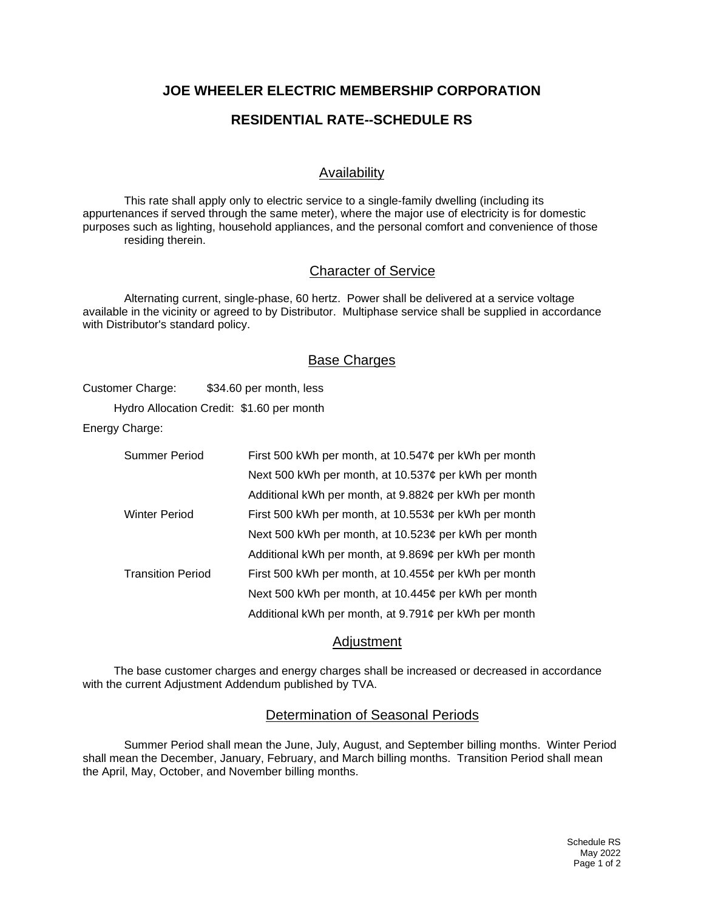# JOE WHEELER ELECTRIC MEMBERSHIP CORPORATION

## RESIDENTIAL RATE--SCHEDULE RS

### Availability

This rate shall apply only to electric service to a single-family dwelling (including its appurtenances if served through the same meter), where the major use of electricity is for domestic purposes such as lighting, household appliances, and the personal comfort and convenience of those residing therein.

### Character of Service

Alternating current, single-phase, 60 hertz. Power shall be delivered at a service voltage available in the vicinity or agreed to by Distributor. Multiphase service shall be supplied in accordance with Distributor's standard policy.

### Base Charges

Customer Charge: $34.60 per month, less

Hydro Allocation Credit: $1.60 per month

Energy Charge:

| | |
|---|---|
| Summer Period | First 500 kWh per month, at 10.547¢ per kWh per month |
| | Next 500 kWh per month, at 10.537¢ per kWh per month |
| | Additional kWh per month, at 9.882¢ per kWh per month |
| Winter Period | First 500 kWh per month, at 10.553¢ per kWh per month |
| | Next 500 kWh per month, at 10.523¢ per kWh per month |
| | Additional kWh per month, at 9.869¢ per kWh per month |
| Transition Period | First 500 kWh per month, at 10.455¢ per kWh per month |
| | Next 500 kWh per month, at 10.445¢ per kWh per month |
| | Additional kWh per month, at 9.791¢ per kWh per month |

### Adjustment

The base customer charges and energy charges shall be increased or decreased in accordance with the current Adjustment Addendum published by TVA.

### Determination of Seasonal Periods

Summer Period shall mean the June, July, August, and September billing months. Winter Period shall mean the December, January, February, and March billing months. Transition Period shall mean the April, May, October, and November billing months.

Schedule RS
May 2022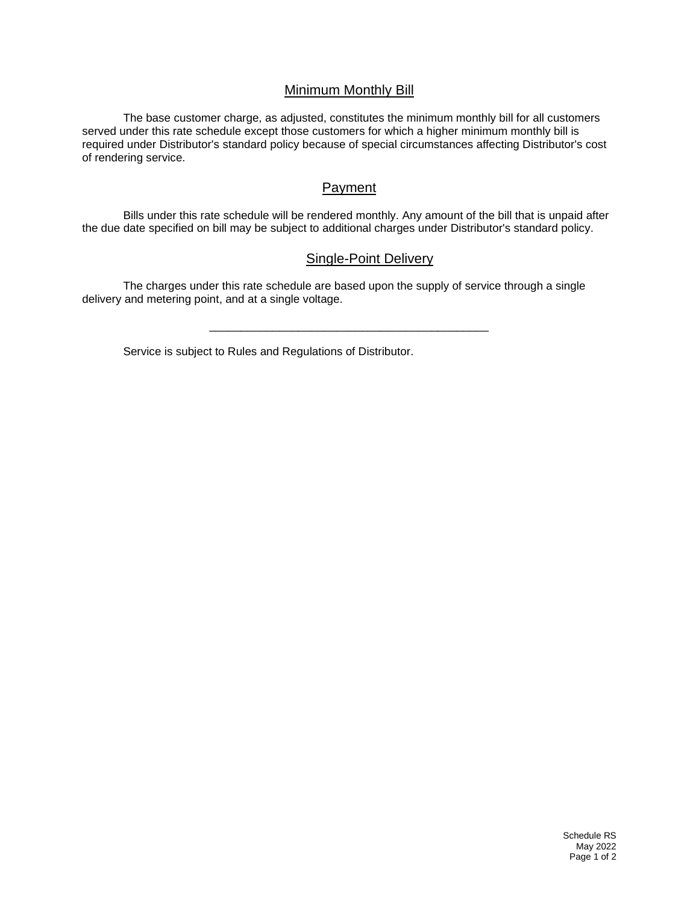## Minimum Monthly Bill

The base customer charge, as adjusted, constitutes the minimum monthly bill for all customers served under this rate schedule except those customers for which a higher minimum monthly bill is required under Distributor's standard policy because of special circumstances affecting Distributor's cost of rendering service.

## Payment

Bills under this rate schedule will be rendered monthly. Any amount of the bill that is unpaid after the due date specified on bill may be subject to additional charges under Distributor's standard policy.

## Single-Point Delivery

The charges under this rate schedule are based upon the supply of service through a single delivery and metering point, and at a single voltage.

---

Service is subject to Rules and Regulations of Distributor.

Schedule RS
May 2022